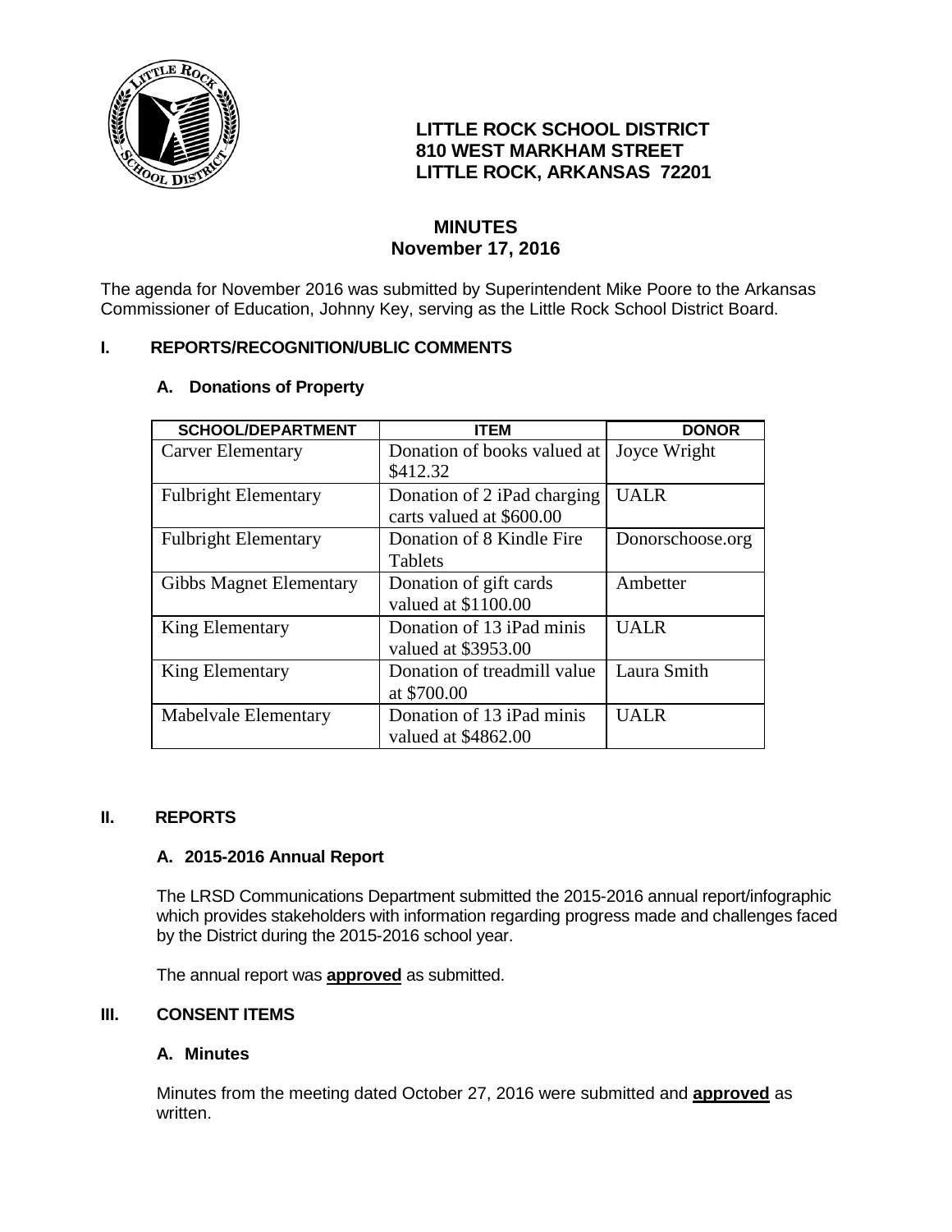**LITTLE ROCK SCHOOL DISTRICT**
**810 WEST MARKHAM STREET**
**LITTLE ROCK, ARKANSAS 72201**

# MINUTES
## November 17, 2016

The agenda for November 2016 was submitted by Superintendent Mike Poore to the Arkansas Commissioner of Education, Johnny Key, serving as the Little Rock School District Board.

## I. REPORTS/RECOGNITION/UBLIC COMMENTS

### A. Donations of Property

| SCHOOL/DEPARTMENT | ITEM | DONOR |
|---|---|---|
| Carver Elementary | Donation of books valued at $412.32 | Joyce Wright |
| Fulbright Elementary | Donation of 2 iPad charging carts valued at $600.00 | UALR |
| Fulbright Elementary | Donation of 8 Kindle Fire Tablets | Donorschoose.org |
| Gibbs Magnet Elementary | Donation of gift cards valued at $1100.00 | Ambetter |
| King Elementary | Donation of 13 iPad minis valued at $3953.00 | UALR |
| King Elementary | Donation of treadmill value at $700.00 | Laura Smith |
| Mabelvale Elementary | Donation of 13 iPad minis valued at $4862.00 | UALR |

## II. REPORTS

### A. 2015-2016 Annual Report

The LRSD Communications Department submitted the 2015-2016 annual report/infographic which provides stakeholders with information regarding progress made and challenges faced by the District during the 2015-2016 school year.

The annual report was **approved** as submitted.

## III. CONSENT ITEMS

### A. Minutes

Minutes from the meeting dated October 27, 2016 were submitted and **approved** as written.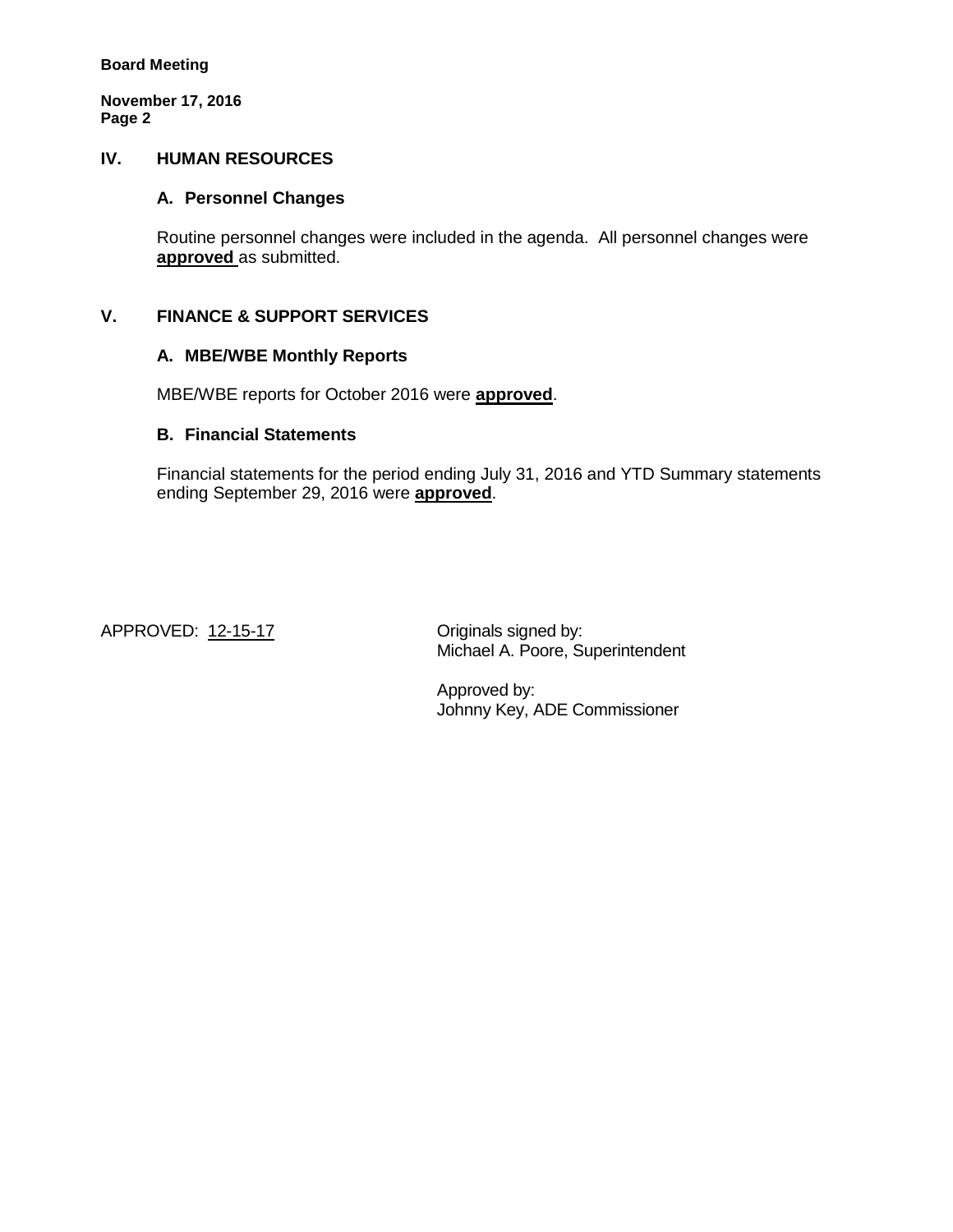## IV. HUMAN RESOURCES

### A. Personnel Changes

Routine personnel changes were included in the agenda. All personnel changes were **approved** as submitted.

## V. FINANCE & SUPPORT SERVICES

### A. MBE/WBE Monthly Reports

MBE/WBE reports for October 2016 were **approved**.

### B. Financial Statements

Financial statements for the period ending July 31, 2016 and YTD Summary statements ending September 29, 2016 were **approved**.

APPROVED: 12-15-17

Originals signed by:
Michael A. Poore, Superintendent

Approved by:
Johnny Key, ADE Commissioner